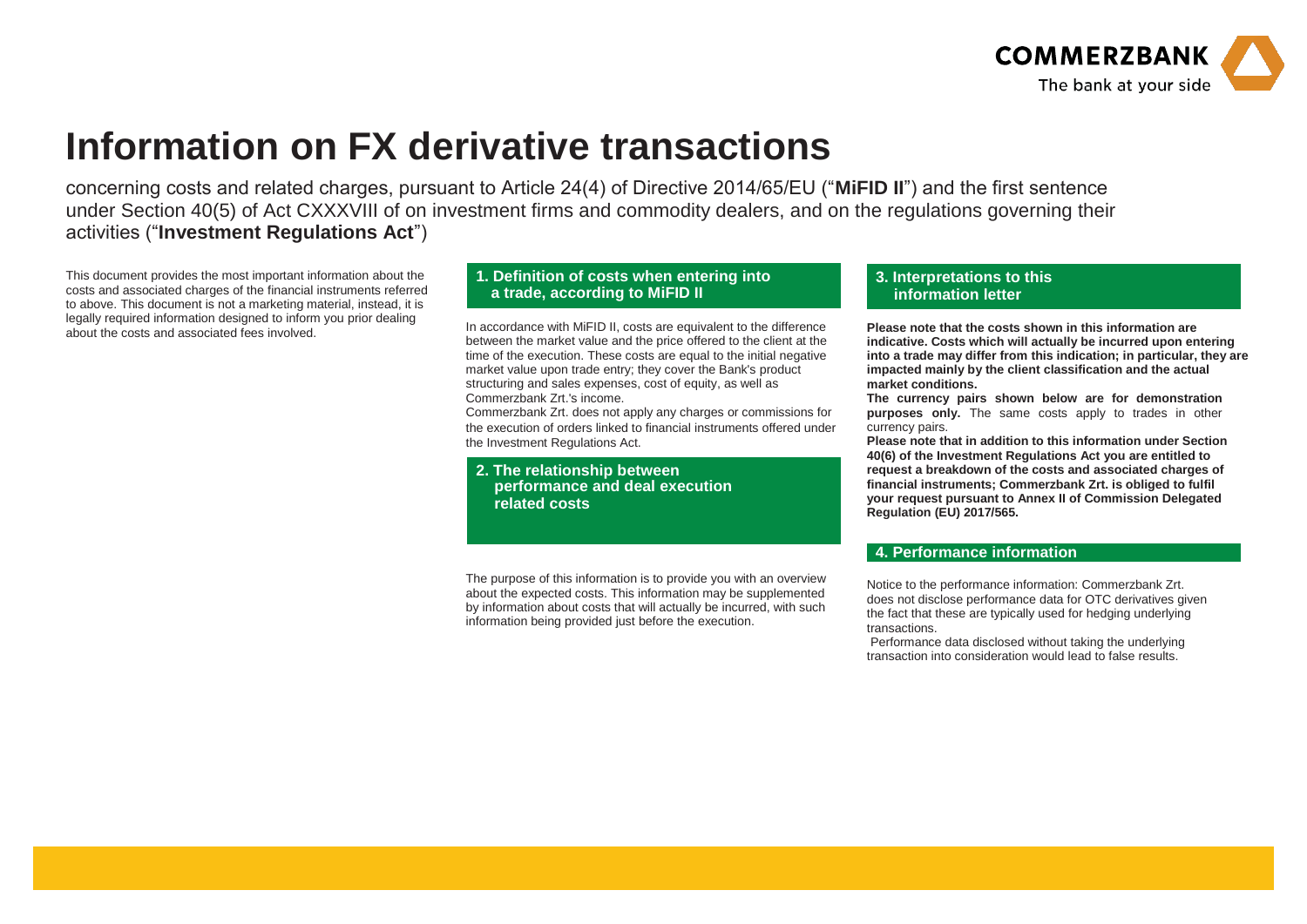# Information on FX derivative transactions

concerning costs and related charges, pursuant to Article 24(4) of Directive 2014/65/EU ("**MiFID II**") and the first sentence under Section 40(5) of Act CXXXVIII of on investment firms and commodity dealers, and on the regulations governing their activities ("**Investment Regulations Act**")

This document provides the most important information about the costs and associated charges of the financial instruments referred to above. This document is not a marketing material, instead, it is legally required information designed to inform you prior dealing about the costs and associated fees involved.

## 1. Definition of costs when entering into a trade, according to MiFID II

In accordance with MiFID II, costs are equivalent to the difference between the market value and the price offered to the client at the time of the execution. These costs are equal to the initial negative market value upon trade entry; they cover the Bank's product structuring and sales expenses, cost of equity, as well as Commerzbank Zrt.'s income.

Commerzbank Zrt. does not apply any charges or commissions for the execution of orders linked to financial instruments offered under the Investment Regulations Act.

## 2. The relationship between performance and deal execution related costs

The purpose of this information is to provide you with an overview about the expected costs. This information may be supplemented by information about costs that will actually be incurred, with such information being provided just before the execution.

## 3. Interpretations to this information letter

**Please note that the costs shown in this information are indicative. Costs which will actually be incurred upon entering into a trade may differ from this indication; in particular, they are impacted mainly by the client classification and the actual market conditions.**

**The currency pairs shown below are for demonstration purposes only.** The same costs apply to trades in other currency pairs.

**Please note that in addition to this information under Section 40(6) of the Investment Regulations Act you are entitled to request a breakdown of the costs and associated charges of financial instruments; Commerzbank Zrt. is obliged to fulfil your request pursuant to Annex II of Commission Delegated Regulation (EU) 2017/565.**

## 4. Performance information

Notice to the performance information: Commerzbank Zrt. does not disclose performance data for OTC derivatives given the fact that these are typically used for hedging underlying transactions.

Performance data disclosed without taking the underlying transaction into consideration would lead to false results.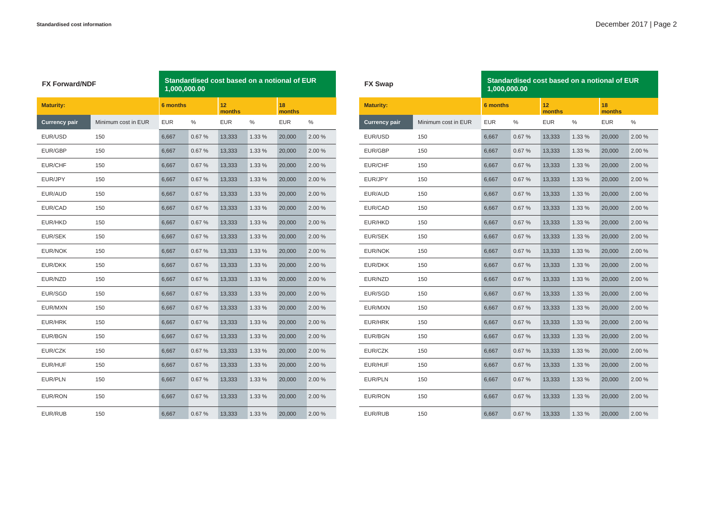## FX Forward/NDF

| FX Forward/NDF | | Standardised cost based on a notional of EUR 1,000,000.00 | | | | | |
|---|---|---|---|---|---|---|---|
| **Maturity:** | | **6 months** | | **12 months** | | **18 months** | |
| **Currency pair** | Minimum cost in EUR | EUR | % | EUR | % | EUR | % |
| EUR/USD | 150 | 6,667 | 0.67 % | 13,333 | 1.33 % | 20,000 | 2.00 % |
| EUR/GBP | 150 | 6,667 | 0.67 % | 13,333 | 1.33 % | 20,000 | 2.00 % |
| EUR/CHF | 150 | 6,667 | 0.67 % | 13,333 | 1.33 % | 20,000 | 2.00 % |
| EUR/JPY | 150 | 6,667 | 0.67 % | 13,333 | 1.33 % | 20,000 | 2.00 % |
| EUR/AUD | 150 | 6,667 | 0.67 % | 13,333 | 1.33 % | 20,000 | 2.00 % |
| EUR/CAD | 150 | 6,667 | 0.67 % | 13,333 | 1.33 % | 20,000 | 2.00 % |
| EUR/HKD | 150 | 6,667 | 0.67 % | 13,333 | 1.33 % | 20,000 | 2.00 % |
| EUR/SEK | 150 | 6,667 | 0.67 % | 13,333 | 1.33 % | 20,000 | 2.00 % |
| EUR/NOK | 150 | 6,667 | 0.67 % | 13,333 | 1.33 % | 20,000 | 2.00 % |
| EUR/DKK | 150 | 6,667 | 0.67 % | 13,333 | 1.33 % | 20,000 | 2.00 % |
| EUR/NZD | 150 | 6,667 | 0.67 % | 13,333 | 1.33 % | 20,000 | 2.00 % |
| EUR/SGD | 150 | 6,667 | 0.67 % | 13,333 | 1.33 % | 20,000 | 2.00 % |
| EUR/MXN | 150 | 6,667 | 0.67 % | 13,333 | 1.33 % | 20,000 | 2.00 % |
| EUR/HRK | 150 | 6,667 | 0.67 % | 13,333 | 1.33 % | 20,000 | 2.00 % |
| EUR/BGN | 150 | 6,667 | 0.67 % | 13,333 | 1.33 % | 20,000 | 2.00 % |
| EUR/CZK | 150 | 6,667 | 0.67 % | 13,333 | 1.33 % | 20,000 | 2.00 % |
| EUR/HUF | 150 | 6,667 | 0.67 % | 13,333 | 1.33 % | 20,000 | 2.00 % |
| EUR/PLN | 150 | 6,667 | 0.67 % | 13,333 | 1.33 % | 20,000 | 2.00 % |
| EUR/RON | 150 | 6,667 | 0.67 % | 13,333 | 1.33 % | 20,000 | 2.00 % |
| EUR/RUB | 150 | 6,667 | 0.67 % | 13,333 | 1.33 % | 20,000 | 2.00 % |

## FX Swap

| FX Swap | | Standardised cost based on a notional of EUR 1,000,000.00 | | | | | |
|---|---|---|---|---|---|---|---|
| **Maturity:** | | **6 months** | | **12 months** | | **18 months** | |
| **Currency pair** | Minimum cost in EUR | EUR | % | EUR | % | EUR | % |
| EUR/USD | 150 | 6,667 | 0.67 % | 13,333 | 1.33 % | 20,000 | 2.00 % |
| EUR/GBP | 150 | 6,667 | 0.67 % | 13,333 | 1.33 % | 20,000 | 2.00 % |
| EUR/CHF | 150 | 6,667 | 0.67 % | 13,333 | 1.33 % | 20,000 | 2.00 % |
| EUR/JPY | 150 | 6,667 | 0.67 % | 13,333 | 1.33 % | 20,000 | 2.00 % |
| EUR/AUD | 150 | 6,667 | 0.67 % | 13,333 | 1.33 % | 20,000 | 2.00 % |
| EUR/CAD | 150 | 6,667 | 0.67 % | 13,333 | 1.33 % | 20,000 | 2.00 % |
| EUR/HKD | 150 | 6,667 | 0.67 % | 13,333 | 1.33 % | 20,000 | 2.00 % |
| EUR/SEK | 150 | 6,667 | 0.67 % | 13,333 | 1.33 % | 20,000 | 2.00 % |
| EUR/NOK | 150 | 6,667 | 0.67 % | 13,333 | 1.33 % | 20,000 | 2.00 % |
| EUR/DKK | 150 | 6,667 | 0.67 % | 13,333 | 1.33 % | 20,000 | 2.00 % |
| EUR/NZD | 150 | 6,667 | 0.67 % | 13,333 | 1.33 % | 20,000 | 2.00 % |
| EUR/SGD | 150 | 6,667 | 0.67 % | 13,333 | 1.33 % | 20,000 | 2.00 % |
| EUR/MXN | 150 | 6,667 | 0.67 % | 13,333 | 1.33 % | 20,000 | 2.00 % |
| EUR/HRK | 150 | 6,667 | 0.67 % | 13,333 | 1.33 % | 20,000 | 2.00 % |
| EUR/BGN | 150 | 6,667 | 0.67 % | 13,333 | 1.33 % | 20,000 | 2.00 % |
| EUR/CZK | 150 | 6,667 | 0.67 % | 13,333 | 1.33 % | 20,000 | 2.00 % |
| EUR/HUF | 150 | 6,667 | 0.67 % | 13,333 | 1.33 % | 20,000 | 2.00 % |
| EUR/PLN | 150 | 6,667 | 0.67 % | 13,333 | 1.33 % | 20,000 | 2.00 % |
| EUR/RON | 150 | 6,667 | 0.67 % | 13,333 | 1.33 % | 20,000 | 2.00 % |
| EUR/RUB | 150 | 6,667 | 0.67 % | 13,333 | 1.33 % | 20,000 | 2.00 % |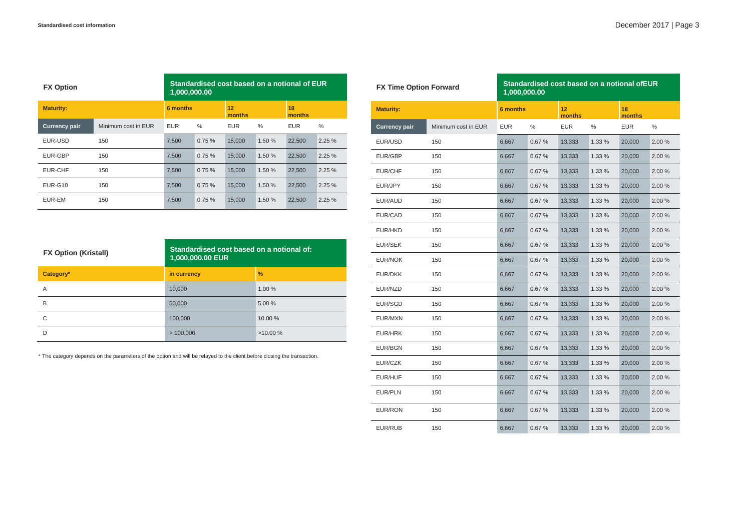### FX Option

| | | Standardised cost based on a notional of EUR 1,000,000.00 | | | | | |
|---|---|---|---|---|---|---|---|
| **Maturity:** | | **6 months** | | **12 months** | | **18 months** | |
| **Currency pair** | Minimum cost in EUR | EUR | % | EUR | % | EUR | % |
| EUR-USD | 150 | 7,500 | 0.75 % | 15,000 | 1.50 % | 22,500 | 2.25 % |
| EUR-GBP | 150 | 7,500 | 0.75 % | 15,000 | 1.50 % | 22,500 | 2.25 % |
| EUR-CHF | 150 | 7,500 | 0.75 % | 15,000 | 1.50 % | 22,500 | 2.25 % |
| EUR-G10 | 150 | 7,500 | 0.75 % | 15,000 | 1.50 % | 22,500 | 2.25 % |
| EUR-EM | 150 | 7,500 | 0.75 % | 15,000 | 1.50 % | 22,500 | 2.25 % |

### FX Option (Kristall)

| | Standardised cost based on a notional of: 1,000,000.00 EUR | |
|---|---|---|
| **Category*** | **in currency** | **%** |
| A | 10,000 | 1.00 % |
| B | 50,000 | 5.00 % |
| C | 100,000 | 10.00 % |
| D | > 100,000 | >10.00 % |

* The category depends on the parameters of the option and will be relayed to the client before closing the transaction.

### FX Time Option Forward

| | | Standardised cost based on a notional ofEUR 1,000,000.00 | | | | | |
|---|---|---|---|---|---|---|---|
| **Maturity:** | | **6 months** | | **12 months** | | **18 months** | |
| **Currency pair** | Minimum cost in EUR | EUR | % | EUR | % | EUR | % |
| EUR/USD | 150 | 6,667 | 0.67 % | 13,333 | 1.33 % | 20,000 | 2.00 % |
| EUR/GBP | 150 | 6,667 | 0.67 % | 13,333 | 1.33 % | 20,000 | 2.00 % |
| EUR/CHF | 150 | 6,667 | 0.67 % | 13,333 | 1.33 % | 20,000 | 2.00 % |
| EUR/JPY | 150 | 6,667 | 0.67 % | 13,333 | 1.33 % | 20,000 | 2.00 % |
| EUR/AUD | 150 | 6,667 | 0.67 % | 13,333 | 1.33 % | 20,000 | 2.00 % |
| EUR/CAD | 150 | 6,667 | 0.67 % | 13,333 | 1.33 % | 20,000 | 2.00 % |
| EUR/HKD | 150 | 6,667 | 0.67 % | 13,333 | 1.33 % | 20,000 | 2.00 % |
| EUR/SEK | 150 | 6,667 | 0.67 % | 13,333 | 1.33 % | 20,000 | 2.00 % |
| EUR/NOK | 150 | 6,667 | 0.67 % | 13,333 | 1.33 % | 20,000 | 2.00 % |
| EUR/DKK | 150 | 6,667 | 0.67 % | 13,333 | 1.33 % | 20,000 | 2.00 % |
| EUR/NZD | 150 | 6,667 | 0.67 % | 13,333 | 1.33 % | 20,000 | 2.00 % |
| EUR/SGD | 150 | 6,667 | 0.67 % | 13,333 | 1.33 % | 20,000 | 2.00 % |
| EUR/MXN | 150 | 6,667 | 0.67 % | 13,333 | 1.33 % | 20,000 | 2.00 % |
| EUR/HRK | 150 | 6,667 | 0.67 % | 13,333 | 1.33 % | 20,000 | 2.00 % |
| EUR/BGN | 150 | 6,667 | 0.67 % | 13,333 | 1.33 % | 20,000 | 2.00 % |
| EUR/CZK | 150 | 6,667 | 0.67 % | 13,333 | 1.33 % | 20,000 | 2.00 % |
| EUR/HUF | 150 | 6,667 | 0.67 % | 13,333 | 1.33 % | 20,000 | 2.00 % |
| EUR/PLN | 150 | 6,667 | 0.67 % | 13,333 | 1.33 % | 20,000 | 2.00 % |
| EUR/RON | 150 | 6,667 | 0.67 % | 13,333 | 1.33 % | 20,000 | 2.00 % |
| EUR/RUB | 150 | 6,667 | 0.67 % | 13,333 | 1.33 % | 20,000 | 2.00 % |